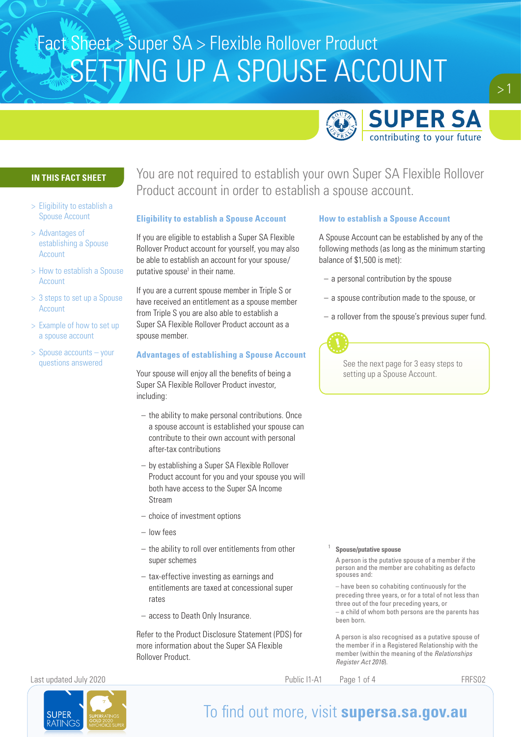Fact Sheet > Super SA > Flexible Rollover Product

# SETTING UP A SPOUSE ACCOUNT

**IN THIS FACT SHEET**

- > Eligibility to establish a Spouse Account
- > Advantages of establishing a Spouse Account
- > How to establish a Spouse Account
- > 3 steps to set up a Spouse Account
- > Example of how to set up a spouse account
- > Spouse accounts – your questions answered

You are not required to establish your own Super SA Flexible Rollover Product account in order to establish a spouse account.

## Eligibility to establish a Spouse Account

If you are eligible to establish a Super SA Flexible Rollover Product account for yourself, you may also be able to establish an account for your spouse/ putative spouse[1] in their name.

If you are a current spouse member in Triple S or have received an entitlement as a spouse member from Triple S you are also able to establish a Super SA Flexible Rollover Product account as a spouse member.

## Advantages of establishing a Spouse Account

Your spouse will enjoy all the benefits of being a Super SA Flexible Rollover Product investor, including:

- the ability to make personal contributions. Once a spouse account is established your spouse can contribute to their own account with personal after-tax contributions
- by establishing a Super SA Flexible Rollover Product account for you and your spouse you will both have access to the Super SA Income Stream
- choice of investment options
- low fees
- the ability to roll over entitlements from other super schemes
- tax-effective investing as earnings and entitlements are taxed at concessional super rates
- access to Death Only Insurance.

Refer to the Product Disclosure Statement (PDS) for more information about the Super SA Flexible Rollover Product.

## How to establish a Spouse Account

A Spouse Account can be established by any of the following methods (as long as the minimum starting balance of $1,500 is met):

- a personal contribution by the spouse
- a spouse contribution made to the spouse, or
- a rollover from the spouse's previous super fund.

See the next page for 3 easy steps to setting up a Spouse Account.

[1] **Spouse/putative spouse**

A person is the putative spouse of a member if the person and the member are cohabiting as defacto spouses and:

– have been so cohabiting continuously for the preceding three years, or for a total of not less than three out of the four preceding years, or
– a child of whom both persons are the parents has been born.

A person is also recognised as a putative spouse of the member if in a Registered Relationship with the member (within the meaning of the *Relationships Register Act 2016*).

Last updated July 2020 Public I1-A1 FRFS02

To find out more, visit **supersa.sa.gov.au**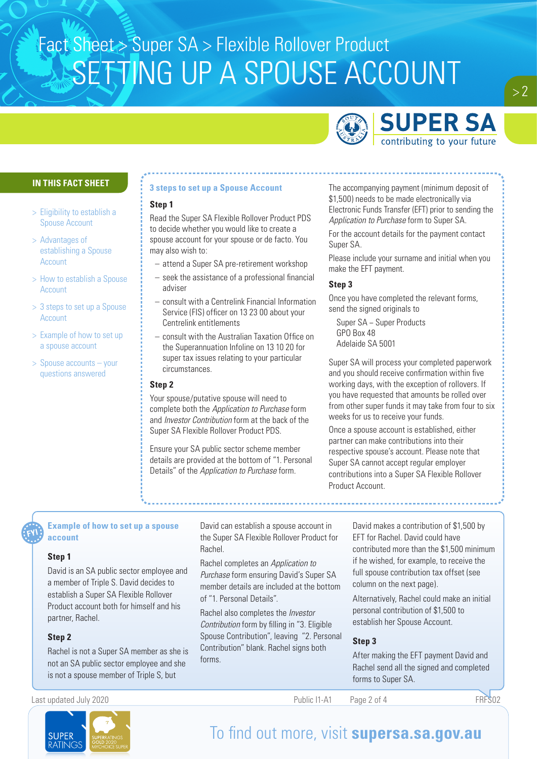# Fact Sheet > Super SA > Flexible Rollover Product

# SETTING UP A SPOUSE ACCOUNT

**IN THIS FACT SHEET**

- > Eligibility to establish a Spouse Account
- > Advantages of establishing a Spouse Account
- > How to establish a Spouse Account
- > 3 steps to set up a Spouse Account
- > Example of how to set up a spouse account
- > Spouse accounts – your questions answered

## 3 steps to set up a Spouse Account

### Step 1

Read the Super SA Flexible Rollover Product PDS to decide whether you would like to create a spouse account for your spouse or de facto. You may also wish to:

- attend a Super SA pre-retirement workshop
- seek the assistance of a professional financial adviser
- consult with a Centrelink Financial Information Service (FIS) officer on 13 23 00 about your Centrelink entitlements
- consult with the Australian Taxation Office on the Superannuation Infoline on 13 10 20 for super tax issues relating to your particular circumstances.

### Step 2

Your spouse/putative spouse will need to complete both the *Application to Purchase* form and *Investor Contribution* form at the back of the Super SA Flexible Rollover Product PDS.

Ensure your SA public sector scheme member details are provided at the bottom of "1. Personal Details" of the *Application to Purchase* form.

The accompanying payment (minimum deposit of $1,500) needs to be made electronically via Electronic Funds Transfer (EFT) prior to sending the *Application to Purchase* form to Super SA.

For the account details for the payment contact Super SA.

Please include your surname and initial when you make the EFT payment.

### Step 3

Once you have completed the relevant forms, send the signed originals to

Super SA – Super Products
GPO Box 48
Adelaide SA 5001

Super SA will process your completed paperwork and you should receive confirmation within five working days, with the exception of rollovers. If you have requested that amounts be rolled over from other super funds it may take from four to six weeks for us to receive your funds.

Once a spouse account is established, either partner can make contributions into their respective spouse's account. Please note that Super SA cannot accept regular employer contributions into a Super SA Flexible Rollover Product Account.

## Example of how to set up a spouse account

### Step 1

David is an SA public sector employee and a member of Triple S. David decides to establish a Super SA Flexible Rollover Product account both for himself and his partner, Rachel.

### Step 2

Rachel is not a Super SA member as she is not an SA public sector employee and she is not a spouse member of Triple S, but David can establish a spouse account in the Super SA Flexible Rollover Product for Rachel.

Rachel completes an *Application to Purchase* form ensuring David's Super SA member details are included at the bottom of "1. Personal Details".

Rachel also completes the *Investor Contribution* form by filling in "3. Eligible Spouse Contribution", leaving "2. Personal Contribution" blank. Rachel signs both forms.

David makes a contribution of $1,500 by EFT for Rachel. David could have contributed more than the $1,500 minimum if he wished, for example, to receive the full spouse contribution tax offset (see column on the next page).

Alternatively, Rachel could make an initial personal contribution of $1,500 to establish her Spouse Account.

### Step 3

After making the EFT payment David and Rachel send all the signed and completed forms to Super SA.

Last updated July 2020 Public I1-A1 FRFS02

To find out more, visit **supersa.sa.gov.au**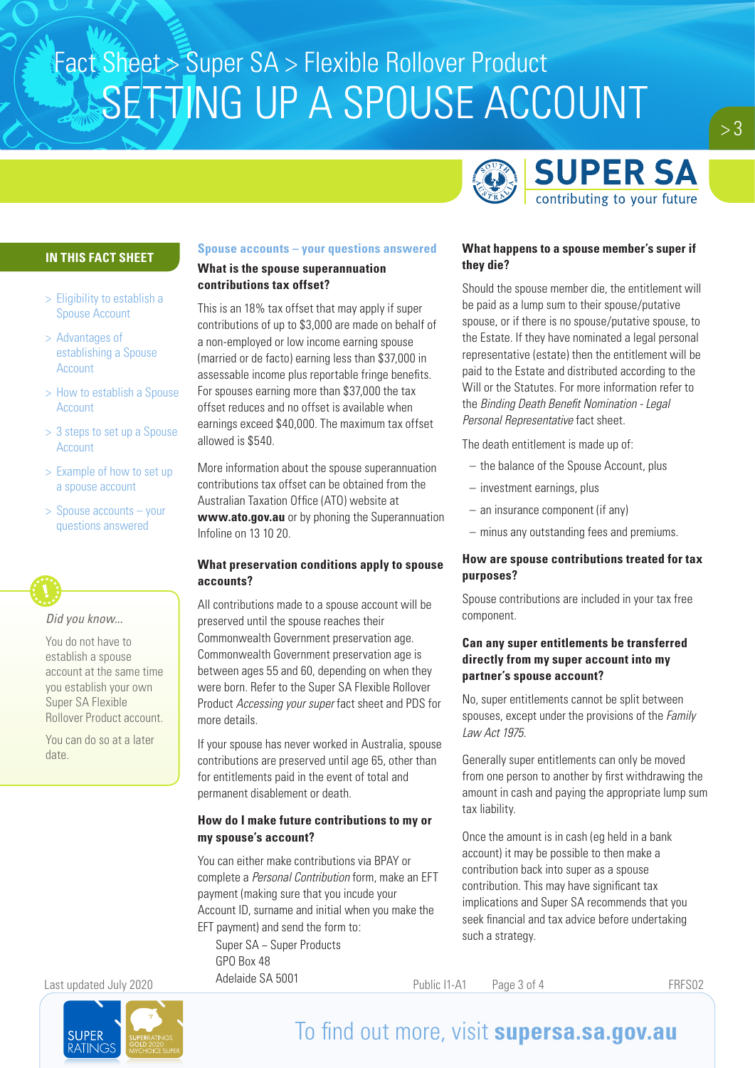# Fact Sheet > Super SA > Flexible Rollover Product

# SETTING UP A SPOUSE ACCOUNT

**SUPER SA** contributing to your future

## IN THIS FACT SHEET

- > Eligibility to establish a Spouse Account
- > Advantages of establishing a Spouse Account
- > How to establish a Spouse Account
- > 3 steps to set up a Spouse Account
- > Example of how to set up a spouse account
- > Spouse accounts – your questions answered

*Did you know...*

You do not have to establish a spouse account at the same time you establish your own Super SA Flexible Rollover Product account.

You can do so at a later date.

## Spouse accounts – your questions answered

### What is the spouse superannuation contributions tax offset?

This is an 18% tax offset that may apply if super contributions of up to $3,000 are made on behalf of a non-employed or low income earning spouse (married or de facto) earning less than $37,000 in assessable income plus reportable fringe benefits. For spouses earning more than $37,000 the tax offset reduces and no offset is available when earnings exceed $40,000. The maximum tax offset allowed is $540.

More information about the spouse superannuation contributions tax offset can be obtained from the Australian Taxation Office (ATO) website at **www.ato.gov.au** or by phoning the Superannuation Infoline on 13 10 20.

### What preservation conditions apply to spouse accounts?

All contributions made to a spouse account will be preserved until the spouse reaches their Commonwealth Government preservation age. Commonwealth Government preservation age is between ages 55 and 60, depending on when they were born. Refer to the Super SA Flexible Rollover Product *Accessing your super* fact sheet and PDS for more details.

If your spouse has never worked in Australia, spouse contributions are preserved until age 65, other than for entitlements paid in the event of total and permanent disablement or death.

### How do I make future contributions to my or my spouse's account?

You can either make contributions via BPAY or complete a *Personal Contribution* form, make an EFT payment (making sure that you incude your Account ID, surname and initial when you make the EFT payment) and send the form to:

Super SA – Super Products
GPO Box 48
Adelaide SA 5001

### What happens to a spouse member's super if they die?

Should the spouse member die, the entitlement will be paid as a lump sum to their spouse/putative spouse, or if there is no spouse/putative spouse, to the Estate. If they have nominated a legal personal representative (estate) then the entitlement will be paid to the Estate and distributed according to the Will or the Statutes. For more information refer to the *Binding Death Benefit Nomination - Legal Personal Representative* fact sheet.

The death entitlement is made up of:

- the balance of the Spouse Account, plus
- investment earnings, plus
- an insurance component (if any)
- minus any outstanding fees and premiums.

### How are spouse contributions treated for tax purposes?

Spouse contributions are included in your tax free component.

### Can any super entitlements be transferred directly from my super account into my partner's spouse account?

No, super entitlements cannot be split between spouses, except under the provisions of the *Family Law Act 1975*.

Generally super entitlements can only be moved from one person to another by first withdrawing the amount in cash and paying the appropriate lump sum tax liability.

Once the amount is in cash (eg held in a bank account) it may be possible to then make a contribution back into super as a spouse contribution. This may have significant tax implications and Super SA recommends that you seek financial and tax advice before undertaking such a strategy.

Last updated July 2020 Public I1-A1 FRFS02

To find out more, visit **supersa.sa.gov.au**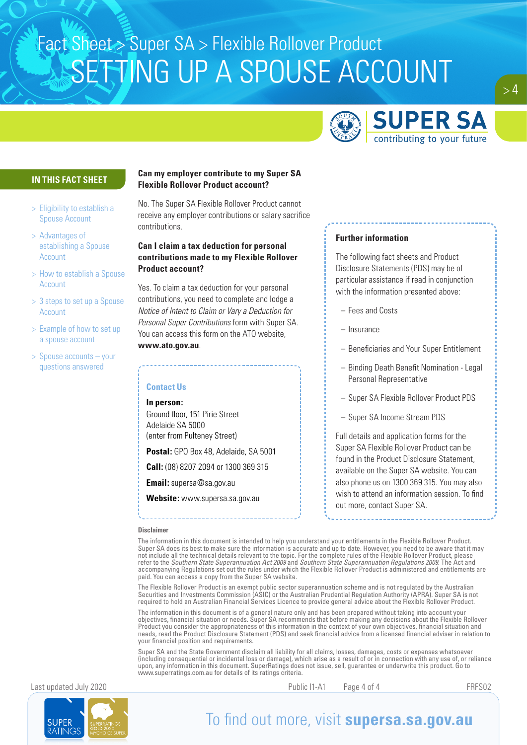# Fact Sheet > Super SA > Flexible Rollover Product

# SETTING UP A SPOUSE ACCOUNT

SUPER SA
contributing to your future

## IN THIS FACT SHEET

- > Eligibility to establish a Spouse Account
- > Advantages of establishing a Spouse Account
- > How to establish a Spouse Account
- > 3 steps to set up a Spouse Account
- > Example of how to set up a spouse account
- > Spouse accounts – your questions answered

### Can my employer contribute to my Super SA Flexible Rollover Product account?

No. The Super SA Flexible Rollover Product cannot receive any employer contributions or salary sacrifice contributions.

### Can I claim a tax deduction for personal contributions made to my Flexible Rollover Product account?

Yes. To claim a tax deduction for your personal contributions, you need to complete and lodge a *Notice of Intent to Claim or Vary a Deduction for Personal Super Contributions* form with Super SA. You can access this form on the ATO website, **www.ato.gov.au**.

### Contact Us

**In person:**
Ground floor, 151 Pirie Street
Adelaide SA 5000
(enter from Pulteney Street)

**Postal:** GPO Box 48, Adelaide, SA 5001

**Call:** (08) 8207 2094 or 1300 369 315

**Email:** supersa@sa.gov.au

**Website:** www.supersa.sa.gov.au

### Further information

The following fact sheets and Product Disclosure Statements (PDS) may be of particular assistance if read in conjunction with the information presented above:

- Fees and Costs
- Insurance
- Beneficiaries and Your Super Entitlement
- Binding Death Benefit Nomination - Legal Personal Representative
- Super SA Flexible Rollover Product PDS
- Super SA Income Stream PDS

Full details and application forms for the Super SA Flexible Rollover Product can be found in the Product Disclosure Statement, available on the Super SA website. You can also phone us on 1300 369 315. You may also wish to attend an information session. To find out more, contact Super SA.

#### Disclaimer

The information in this document is intended to help you understand your entitlements in the Flexible Rollover Product. Super SA does its best to make sure the information is accurate and up to date. However, you need to be aware that it may not include all the technical details relevant to the topic. For the complete rules of the Flexible Rollover Product, please refer to the *Southern State Superannuation Act 2009* and *Southern State Superannuation Regulations 2009*. The Act and accompanying Regulations set out the rules under which the Flexible Rollover Product is administered and entitlements are paid. You can access a copy from the Super SA website.

The Flexible Rollover Product is an exempt public sector superannuation scheme and is not regulated by the Australian Securities and Investments Commission (ASIC) or the Australian Prudential Regulation Authority (APRA). Super SA is not required to hold an Australian Financial Services Licence to provide general advice about the Flexible Rollover Product.

The information in this document is of a general nature only and has been prepared without taking into account your objectives, financial situation or needs. Super SA recommends that before making any decisions about the Flexible Rollover Product you consider the appropriateness of this information in the context of your own objectives, financial situation and needs, read the Product Disclosure Statement (PDS) and seek financial advice from a licensed financial adviser in relation to your financial position and requirements.

Super SA and the State Government disclaim all liability for all claims, losses, damages, costs or expenses whatsoever (including consequential or incidental loss or damage), which arise as a result of or in connection with any use of, or reliance upon, any information in this document. SuperRatings does not issue, sell, guarantee or underwrite this product. Go to www.superratings.com.au for details of its ratings criteria.

Last updated July 2020 Public I1-A1 FRFS02

SUPER RATINGS — SUPERRATINGS GOLD 2020 MYCHOICE SUPER

To find out more, visit **supersa.sa.gov.au**